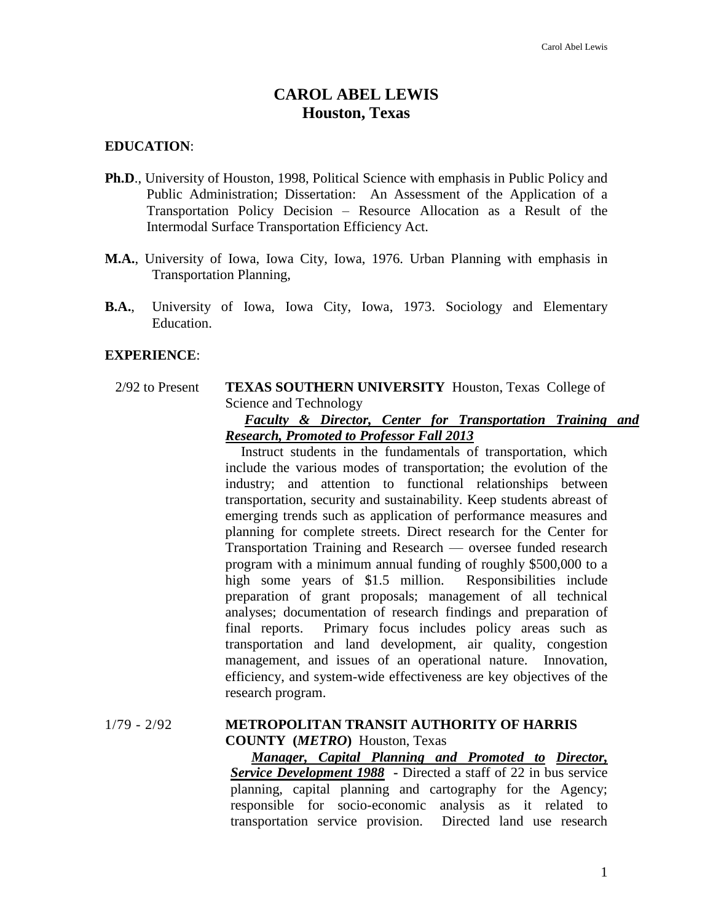# CAROL ABEL LEWIS
## Houston, Texas

**EDUCATION**:

**Ph.D**., University of Houston, 1998, Political Science with emphasis in Public Policy and Public Administration; Dissertation: An Assessment of the Application of a Transportation Policy Decision – Resource Allocation as a Result of the Intermodal Surface Transportation Efficiency Act.

**M.A.**, University of Iowa, Iowa City, Iowa, 1976. Urban Planning with emphasis in Transportation Planning,

**B.A.**, University of Iowa, Iowa City, Iowa, 1973. Sociology and Elementary Education.

**EXPERIENCE**:

2/92 to Present **TEXAS SOUTHERN UNIVERSITY** Houston, Texas College of Science and Technology

***Faculty & Director, Center for Transportation Training and Research, Promoted to Professor Fall 2013***

Instruct students in the fundamentals of transportation, which include the various modes of transportation; the evolution of the industry; and attention to functional relationships between transportation, security and sustainability. Keep students abreast of emerging trends such as application of performance measures and planning for complete streets. Direct research for the Center for Transportation Training and Research — oversee funded research program with a minimum annual funding of roughly $500,000 to a high some years of $1.5 million. Responsibilities include preparation of grant proposals; management of all technical analyses; documentation of research findings and preparation of final reports. Primary focus includes policy areas such as transportation and land development, air quality, congestion management, and issues of an operational nature. Innovation, efficiency, and system-wide effectiveness are key objectives of the research program.

1/79 - 2/92 **METROPOLITAN TRANSIT AUTHORITY OF HARRIS COUNTY (*METRO*)** Houston, Texas

***Manager, Capital Planning and Promoted to Director, Service Development 1988*** - Directed a staff of 22 in bus service planning, capital planning and cartography for the Agency; responsible for socio-economic analysis as it related to transportation service provision. Directed land use research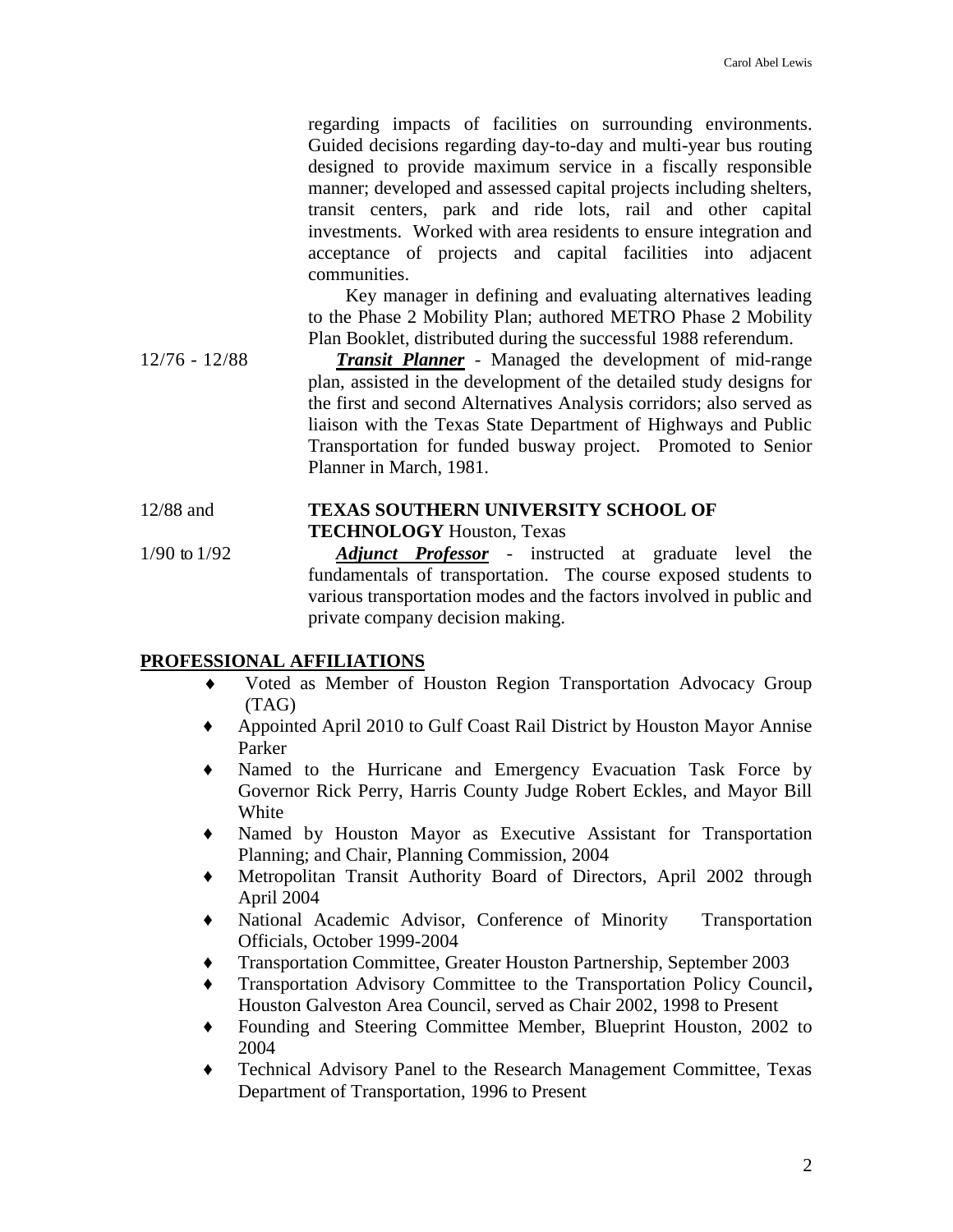regarding impacts of facilities on surrounding environments. Guided decisions regarding day-to-day and multi-year bus routing designed to provide maximum service in a fiscally responsible manner; developed and assessed capital projects including shelters, transit centers, park and ride lots, rail and other capital investments. Worked with area residents to ensure integration and acceptance of projects and capital facilities into adjacent communities.

Key manager in defining and evaluating alternatives leading to the Phase 2 Mobility Plan; authored METRO Phase 2 Mobility Plan Booklet, distributed during the successful 1988 referendum.

12/76 - 12/88 ***Transit Planner*** - Managed the development of mid-range plan, assisted in the development of the detailed study designs for the first and second Alternatives Analysis corridors; also served as liaison with the Texas State Department of Highways and Public Transportation for funded busway project. Promoted to Senior Planner in March, 1981.

12/88 and 1/90 to 1/92 **TEXAS SOUTHERN UNIVERSITY SCHOOL OF TECHNOLOGY** Houston, Texas

***Adjunct Professor*** - instructed at graduate level the fundamentals of transportation. The course exposed students to various transportation modes and the factors involved in public and private company decision making.

## PROFESSIONAL AFFILIATIONS

- Voted as Member of Houston Region Transportation Advocacy Group (TAG)
- Appointed April 2010 to Gulf Coast Rail District by Houston Mayor Annise Parker
- Named to the Hurricane and Emergency Evacuation Task Force by Governor Rick Perry, Harris County Judge Robert Eckles, and Mayor Bill White
- Named by Houston Mayor as Executive Assistant for Transportation Planning; and Chair, Planning Commission, 2004
- Metropolitan Transit Authority Board of Directors, April 2002 through April 2004
- National Academic Advisor, Conference of Minority Transportation Officials, October 1999-2004
- Transportation Committee, Greater Houston Partnership, September 2003
- Transportation Advisory Committee to the Transportation Policy Council**,** Houston Galveston Area Council, served as Chair 2002, 1998 to Present
- Founding and Steering Committee Member, Blueprint Houston, 2002 to 2004
- Technical Advisory Panel to the Research Management Committee, Texas Department of Transportation, 1996 to Present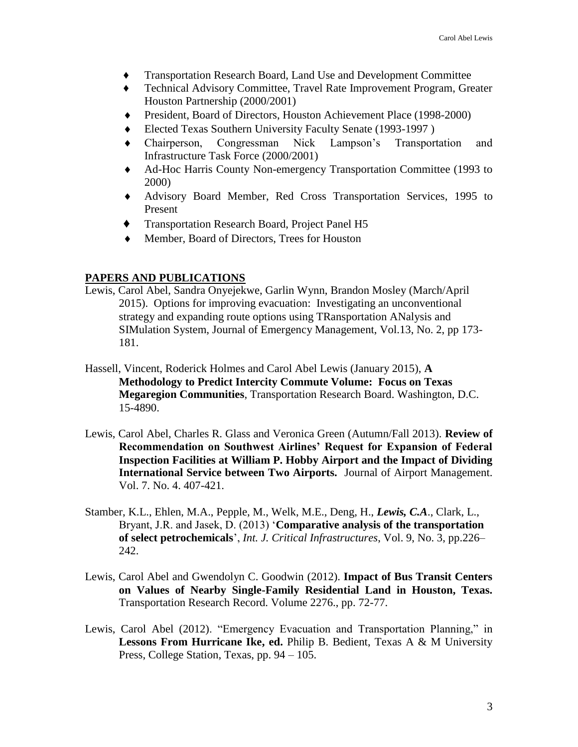- Transportation Research Board, Land Use and Development Committee
- Technical Advisory Committee, Travel Rate Improvement Program, Greater Houston Partnership (2000/2001)
- President, Board of Directors, Houston Achievement Place (1998-2000)
- Elected Texas Southern University Faculty Senate (1993-1997 )
- Chairperson, Congressman Nick Lampson's Transportation and Infrastructure Task Force (2000/2001)
- Ad-Hoc Harris County Non-emergency Transportation Committee (1993 to 2000)
- Advisory Board Member, Red Cross Transportation Services, 1995 to Present
- Transportation Research Board, Project Panel H5
- Member, Board of Directors, Trees for Houston

## PAPERS AND PUBLICATIONS

Lewis, Carol Abel, Sandra Onyejekwe, Garlin Wynn, Brandon Mosley (March/April 2015). Options for improving evacuation: Investigating an unconventional strategy and expanding route options using TRansportation ANalysis and SIMulation System, Journal of Emergency Management, Vol.13, No. 2, pp 173-181.

Hassell, Vincent, Roderick Holmes and Carol Abel Lewis (January 2015), **A Methodology to Predict Intercity Commute Volume: Focus on Texas Megaregion Communities**, Transportation Research Board. Washington, D.C. 15-4890.

Lewis, Carol Abel, Charles R. Glass and Veronica Green (Autumn/Fall 2013). **Review of Recommendation on Southwest Airlines' Request for Expansion of Federal Inspection Facilities at William P. Hobby Airport and the Impact of Dividing International Service between Two Airports.** Journal of Airport Management. Vol. 7. No. 4. 407-421.

Stamber, K.L., Ehlen, M.A., Pepple, M., Welk, M.E., Deng, H., ***Lewis, C.A***., Clark, L., Bryant, J.R. and Jasek, D. (2013) '**Comparative analysis of the transportation of select petrochemicals**', *Int. J. Critical Infrastructures*, Vol. 9, No. 3, pp.226–242.

Lewis, Carol Abel and Gwendolyn C. Goodwin (2012). **Impact of Bus Transit Centers on Values of Nearby Single-Family Residential Land in Houston, Texas.** Transportation Research Record. Volume 2276., pp. 72-77.

Lewis, Carol Abel (2012). "Emergency Evacuation and Transportation Planning," in **Lessons From Hurricane Ike, ed.** Philip B. Bedient, Texas A & M University Press, College Station, Texas, pp. 94 – 105.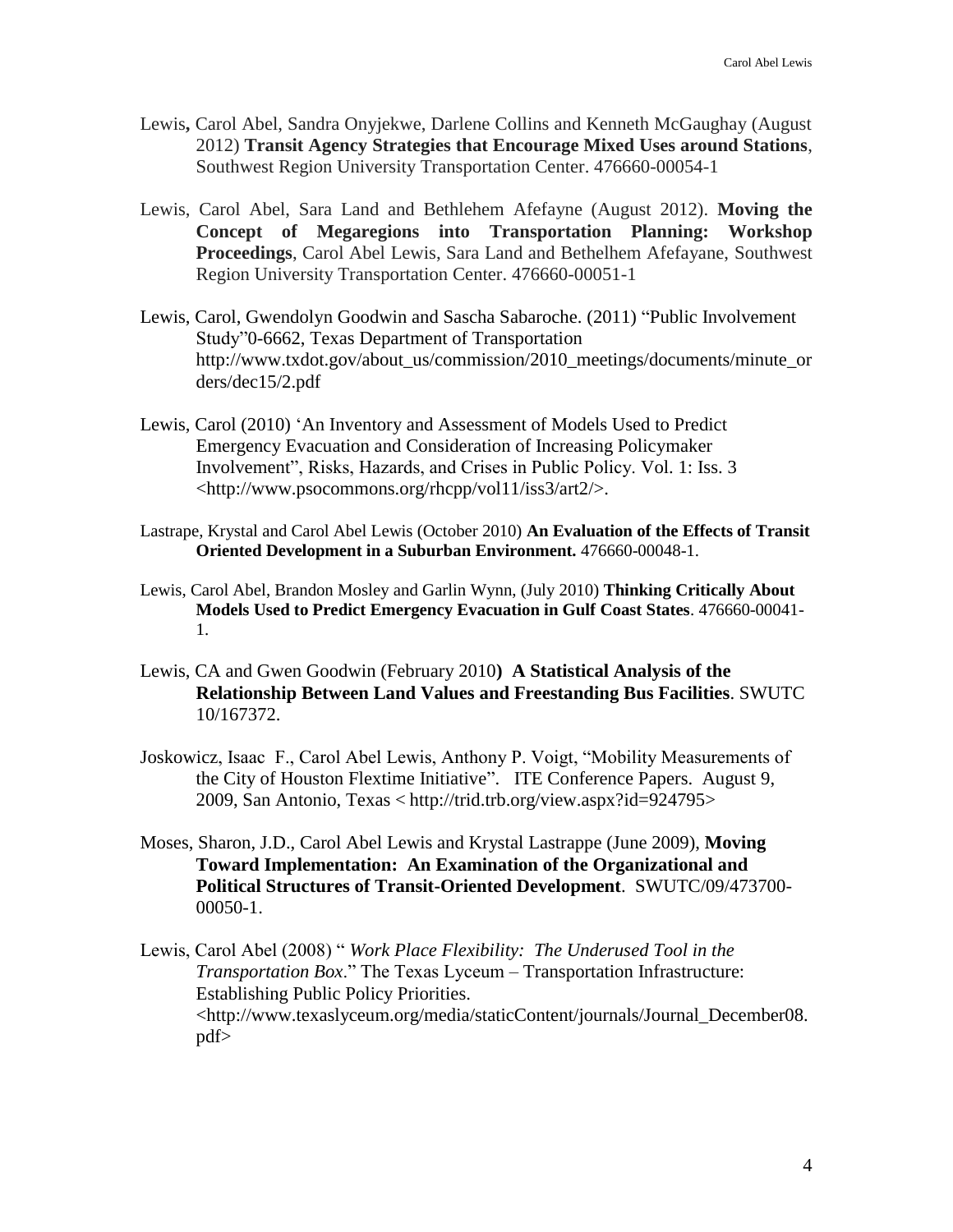Lewis**,** Carol Abel, Sandra Onyjekwe, Darlene Collins and Kenneth McGaughay (August 2012) **Transit Agency Strategies that Encourage Mixed Uses around Stations**, Southwest Region University Transportation Center. 476660-00054-1

Lewis, Carol Abel, Sara Land and Bethlehem Afefayne (August 2012). **Moving the Concept of Megaregions into Transportation Planning: Workshop Proceedings**, Carol Abel Lewis, Sara Land and Bethelhem Afefayane, Southwest Region University Transportation Center. 476660-00051-1

Lewis, Carol, Gwendolyn Goodwin and Sascha Sabaroche. (2011) "Public Involvement Study"0-6662, Texas Department of Transportation http://www.txdot.gov/about_us/commission/2010_meetings/documents/minute_orders/dec15/2.pdf

Lewis, Carol (2010) 'An Inventory and Assessment of Models Used to Predict Emergency Evacuation and Consideration of Increasing Policymaker Involvement", Risks, Hazards, and Crises in Public Policy. Vol. 1: Iss. 3 <http://www.psocommons.org/rhcpp/vol11/iss3/art2/>.

Lastrape, Krystal and Carol Abel Lewis (October 2010) **An Evaluation of the Effects of Transit Oriented Development in a Suburban Environment.** 476660-00048-1.

Lewis, Carol Abel, Brandon Mosley and Garlin Wynn, (July 2010) **Thinking Critically About Models Used to Predict Emergency Evacuation in Gulf Coast States**. 476660-00041-1.

Lewis, CA and Gwen Goodwin (February 2010**) A Statistical Analysis of the Relationship Between Land Values and Freestanding Bus Facilities**. SWUTC 10/167372.

Joskowicz, Isaac F., Carol Abel Lewis, Anthony P. Voigt, "Mobility Measurements of the City of Houston Flextime Initiative". ITE Conference Papers. August 9, 2009, San Antonio, Texas < http://trid.trb.org/view.aspx?id=924795>

Moses, Sharon, J.D., Carol Abel Lewis and Krystal Lastrappe (June 2009), **Moving Toward Implementation: An Examination of the Organizational and Political Structures of Transit-Oriented Development**. SWUTC/09/473700-00050-1.

Lewis, Carol Abel (2008) " *Work Place Flexibility: The Underused Tool in the Transportation Box*." The Texas Lyceum – Transportation Infrastructure: Establishing Public Policy Priorities. <http://www.texaslyceum.org/media/staticContent/journals/Journal_December08.pdf>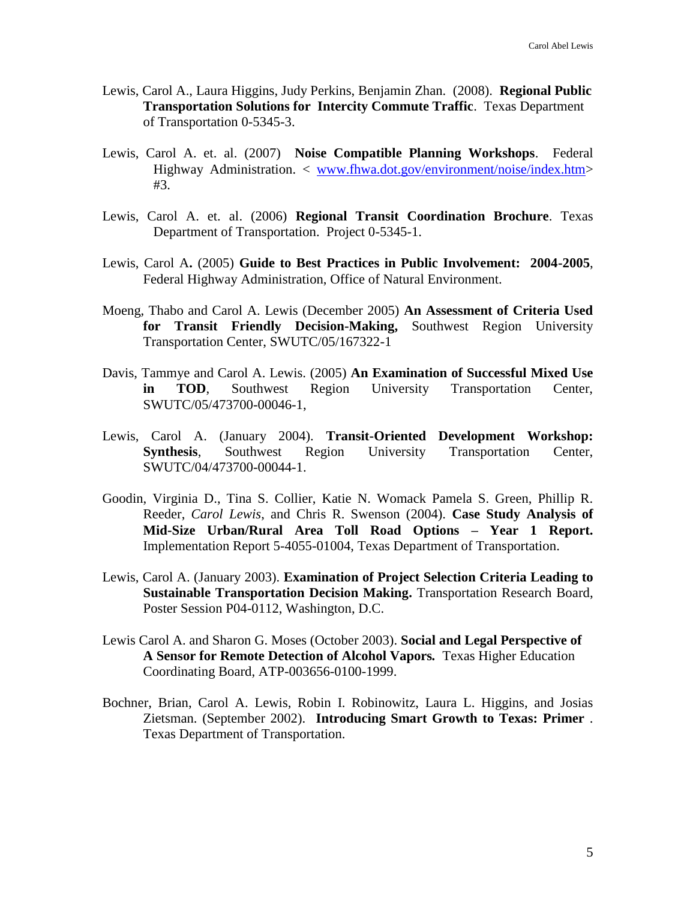Lewis, Carol A., Laura Higgins, Judy Perkins, Benjamin Zhan. (2008). **Regional Public Transportation Solutions for Intercity Commute Traffic**. Texas Department of Transportation 0-5345-3.

Lewis, Carol A. et. al. (2007) **Noise Compatible Planning Workshops**. Federal Highway Administration. < www.fhwa.dot.gov/environment/noise/index.htm> #3.

Lewis, Carol A. et. al. (2006) **Regional Transit Coordination Brochure**. Texas Department of Transportation. Project 0-5345-1.

Lewis, Carol A**.** (2005) **Guide to Best Practices in Public Involvement: 2004-2005**, Federal Highway Administration, Office of Natural Environment.

Moeng, Thabo and Carol A. Lewis (December 2005) **An Assessment of Criteria Used for Transit Friendly Decision-Making,** Southwest Region University Transportation Center, SWUTC/05/167322-1

Davis, Tammye and Carol A. Lewis. (2005) **An Examination of Successful Mixed Use in TOD**, Southwest Region University Transportation Center, SWUTC/05/473700-00046-1,

Lewis, Carol A. (January 2004). **Transit-Oriented Development Workshop: Synthesis**, Southwest Region University Transportation Center, SWUTC/04/473700-00044-1.

Goodin, Virginia D., Tina S. Collier, Katie N. Womack Pamela S. Green, Phillip R. Reeder, *Carol Lewis*, and Chris R. Swenson (2004). **Case Study Analysis of Mid-Size Urban/Rural Area Toll Road Options – Year 1 Report.** Implementation Report 5-4055-01004, Texas Department of Transportation.

Lewis, Carol A. (January 2003). **Examination of Project Selection Criteria Leading to Sustainable Transportation Decision Making.** Transportation Research Board, Poster Session P04-0112, Washington, D.C.

Lewis Carol A. and Sharon G. Moses (October 2003). **Social and Legal Perspective of A Sensor for Remote Detection of Alcohol Vapors***.* Texas Higher Education Coordinating Board, ATP-003656-0100-1999.

Bochner, Brian, Carol A. Lewis, Robin I. Robinowitz, Laura L. Higgins, and Josias Zietsman. (September 2002). **Introducing Smart Growth to Texas: Primer** . Texas Department of Transportation.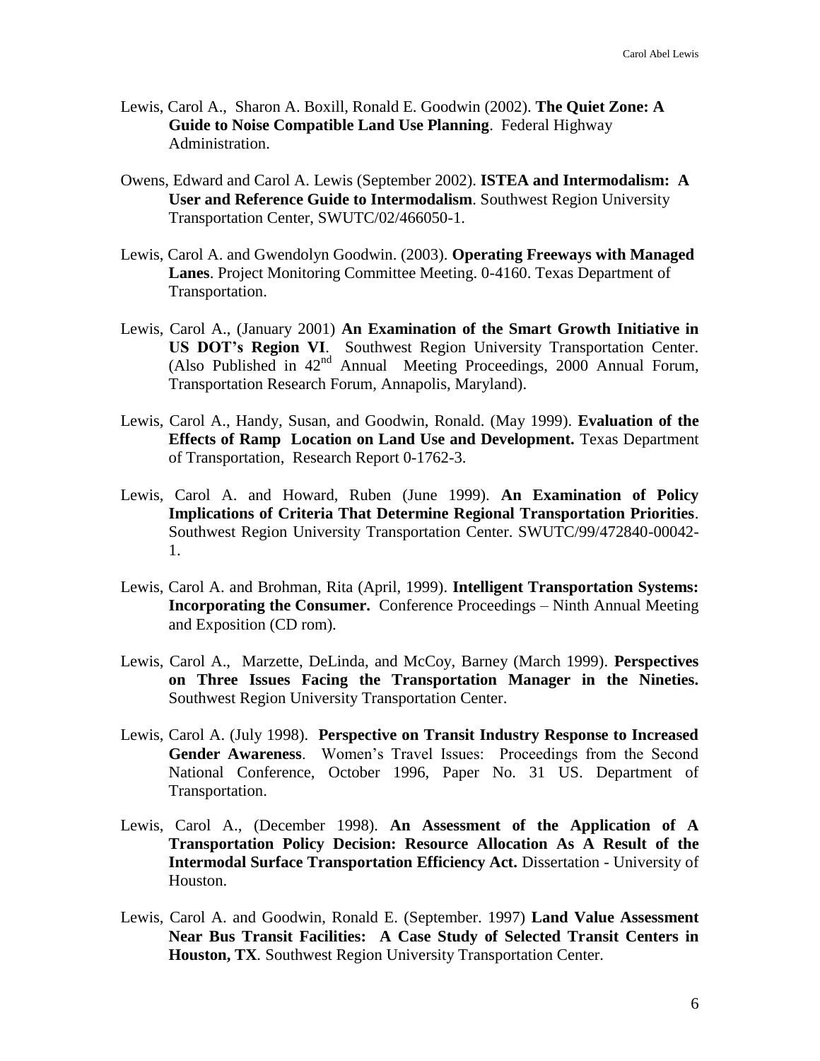Lewis, Carol A., Sharon A. Boxill, Ronald E. Goodwin (2002). **The Quiet Zone: A Guide to Noise Compatible Land Use Planning**. Federal Highway Administration.

Owens, Edward and Carol A. Lewis (September 2002). **ISTEA and Intermodalism: A User and Reference Guide to Intermodalism**. Southwest Region University Transportation Center, SWUTC/02/466050-1.

Lewis, Carol A. and Gwendolyn Goodwin. (2003). **Operating Freeways with Managed Lanes**. Project Monitoring Committee Meeting. 0-4160. Texas Department of Transportation.

Lewis, Carol A., (January 2001) **An Examination of the Smart Growth Initiative in US DOT's Region VI**. Southwest Region University Transportation Center. (Also Published in 42nd Annual Meeting Proceedings, 2000 Annual Forum, Transportation Research Forum, Annapolis, Maryland).

Lewis, Carol A., Handy, Susan, and Goodwin, Ronald. (May 1999). **Evaluation of the Effects of Ramp Location on Land Use and Development.** Texas Department of Transportation, Research Report 0-1762-3.

Lewis, Carol A. and Howard, Ruben (June 1999). **An Examination of Policy Implications of Criteria That Determine Regional Transportation Priorities**. Southwest Region University Transportation Center. SWUTC/99/472840-00042-1.

Lewis, Carol A. and Brohman, Rita (April, 1999). **Intelligent Transportation Systems: Incorporating the Consumer.** Conference Proceedings – Ninth Annual Meeting and Exposition (CD rom).

Lewis, Carol A., Marzette, DeLinda, and McCoy, Barney (March 1999). **Perspectives on Three Issues Facing the Transportation Manager in the Nineties.** Southwest Region University Transportation Center.

Lewis, Carol A. (July 1998). **Perspective on Transit Industry Response to Increased Gender Awareness**. Women's Travel Issues: Proceedings from the Second National Conference, October 1996, Paper No. 31 US. Department of Transportation.

Lewis, Carol A., (December 1998). **An Assessment of the Application of A Transportation Policy Decision: Resource Allocation As A Result of the Intermodal Surface Transportation Efficiency Act.** Dissertation - University of Houston.

Lewis, Carol A. and Goodwin, Ronald E. (September. 1997) **Land Value Assessment Near Bus Transit Facilities: A Case Study of Selected Transit Centers in Houston, TX**. Southwest Region University Transportation Center.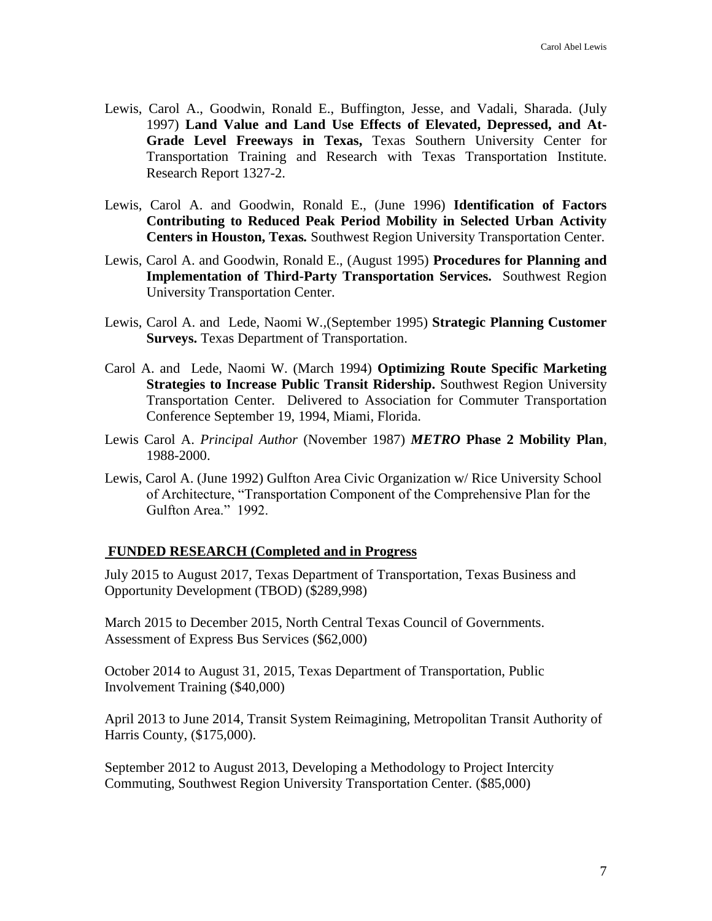Lewis, Carol A., Goodwin, Ronald E., Buffington, Jesse, and Vadali, Sharada. (July 1997) **Land Value and Land Use Effects of Elevated, Depressed, and At-Grade Level Freeways in Texas,** Texas Southern University Center for Transportation Training and Research with Texas Transportation Institute. Research Report 1327-2.

Lewis, Carol A. and Goodwin, Ronald E., (June 1996) **Identification of Factors Contributing to Reduced Peak Period Mobility in Selected Urban Activity Centers in Houston, Texas.** Southwest Region University Transportation Center.

Lewis, Carol A. and Goodwin, Ronald E., (August 1995) **Procedures for Planning and Implementation of Third-Party Transportation Services.** Southwest Region University Transportation Center.

Lewis, Carol A. and Lede, Naomi W.,(September 1995) **Strategic Planning Customer Surveys.** Texas Department of Transportation.

Carol A. and Lede, Naomi W. (March 1994) **Optimizing Route Specific Marketing Strategies to Increase Public Transit Ridership.** Southwest Region University Transportation Center. Delivered to Association for Commuter Transportation Conference September 19, 1994, Miami, Florida.

Lewis Carol A. *Principal Author* (November 1987) ***METRO* Phase 2 Mobility Plan**, 1988-2000.

Lewis, Carol A. (June 1992) Gulfton Area Civic Organization w/ Rice University School of Architecture, "Transportation Component of the Comprehensive Plan for the Gulfton Area." 1992.

**FUNDED RESEARCH (Completed and in Progress**

July 2015 to August 2017, Texas Department of Transportation, Texas Business and Opportunity Development (TBOD) ($289,998)

March 2015 to December 2015, North Central Texas Council of Governments. Assessment of Express Bus Services ($62,000)

October 2014 to August 31, 2015, Texas Department of Transportation, Public Involvement Training ($40,000)

April 2013 to June 2014, Transit System Reimagining, Metropolitan Transit Authority of Harris County, ($175,000).

September 2012 to August 2013, Developing a Methodology to Project Intercity Commuting, Southwest Region University Transportation Center. ($85,000)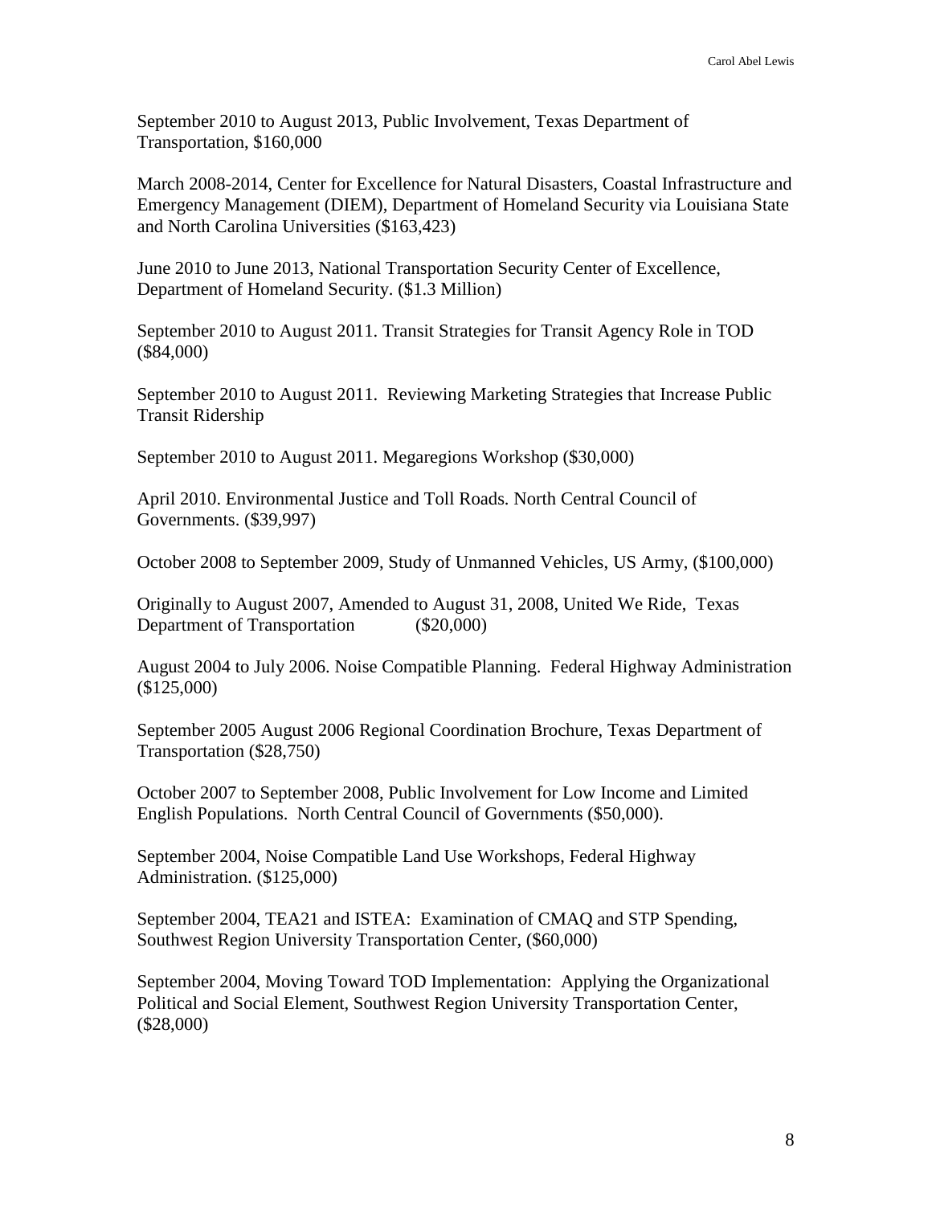September 2010 to August 2013, Public Involvement, Texas Department of Transportation, $160,000

March 2008-2014, Center for Excellence for Natural Disasters, Coastal Infrastructure and Emergency Management (DIEM), Department of Homeland Security via Louisiana State and North Carolina Universities ($163,423)

June 2010 to June 2013, National Transportation Security Center of Excellence, Department of Homeland Security. ($1.3 Million)

September 2010 to August 2011. Transit Strategies for Transit Agency Role in TOD ($84,000)

September 2010 to August 2011. Reviewing Marketing Strategies that Increase Public Transit Ridership

September 2010 to August 2011. Megaregions Workshop ($30,000)

April 2010. Environmental Justice and Toll Roads. North Central Council of Governments. ($39,997)

October 2008 to September 2009, Study of Unmanned Vehicles, US Army, ($100,000)

Originally to August 2007, Amended to August 31, 2008, United We Ride, Texas Department of Transportation ($20,000)

August 2004 to July 2006. Noise Compatible Planning. Federal Highway Administration ($125,000)

September 2005 August 2006 Regional Coordination Brochure, Texas Department of Transportation ($28,750)

October 2007 to September 2008, Public Involvement for Low Income and Limited English Populations. North Central Council of Governments ($50,000).

September 2004, Noise Compatible Land Use Workshops, Federal Highway Administration. ($125,000)

September 2004, TEA21 and ISTEA: Examination of CMAQ and STP Spending, Southwest Region University Transportation Center, ($60,000)

September 2004, Moving Toward TOD Implementation: Applying the Organizational Political and Social Element, Southwest Region University Transportation Center, ($28,000)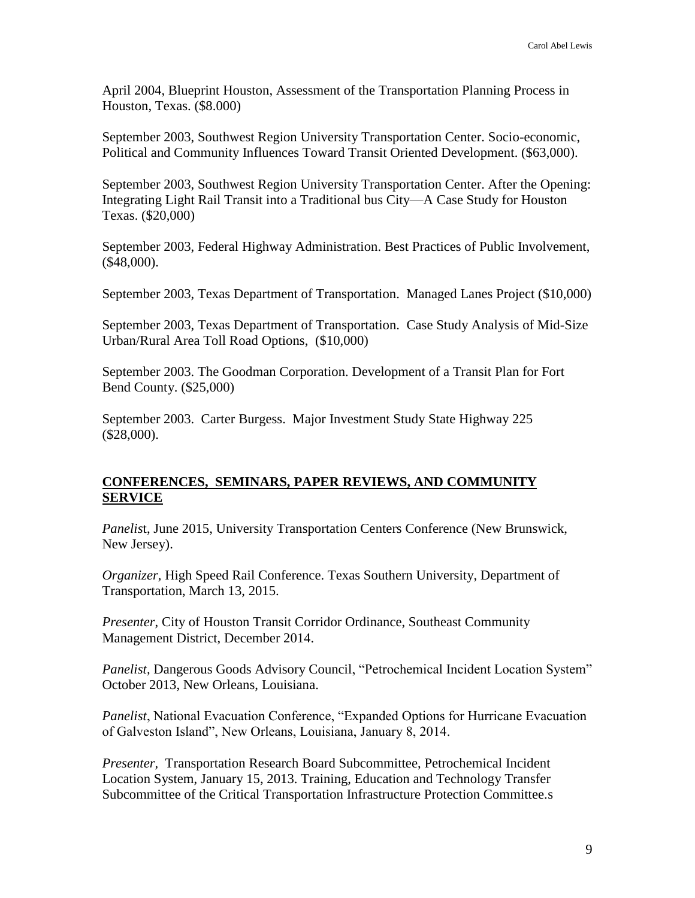April 2004, Blueprint Houston, Assessment of the Transportation Planning Process in Houston, Texas. ($8.000)

September 2003, Southwest Region University Transportation Center. Socio-economic, Political and Community Influences Toward Transit Oriented Development. ($63,000).

September 2003, Southwest Region University Transportation Center. After the Opening: Integrating Light Rail Transit into a Traditional bus City—A Case Study for Houston Texas. ($20,000)

September 2003, Federal Highway Administration. Best Practices of Public Involvement, ($48,000).

September 2003, Texas Department of Transportation. Managed Lanes Project ($10,000)

September 2003, Texas Department of Transportation. Case Study Analysis of Mid-Size Urban/Rural Area Toll Road Options, ($10,000)

September 2003. The Goodman Corporation. Development of a Transit Plan for Fort Bend County. ($25,000)

September 2003. Carter Burgess. Major Investment Study State Highway 225 ($28,000).

## CONFERENCES, SEMINARS, PAPER REVIEWS, AND COMMUNITY SERVICE

*Panelis*t, June 2015, University Transportation Centers Conference (New Brunswick, New Jersey).

*Organizer,* High Speed Rail Conference. Texas Southern University, Department of Transportation, March 13, 2015.

*Presenter*, City of Houston Transit Corridor Ordinance, Southeast Community Management District, December 2014.

*Panelist,* Dangerous Goods Advisory Council, "Petrochemical Incident Location System" October 2013, New Orleans, Louisiana.

*Panelist*, National Evacuation Conference, "Expanded Options for Hurricane Evacuation of Galveston Island", New Orleans, Louisiana, January 8, 2014.

*Presenter,* Transportation Research Board Subcommittee, Petrochemical Incident Location System, January 15, 2013. Training, Education and Technology Transfer Subcommittee of the Critical Transportation Infrastructure Protection Committee.s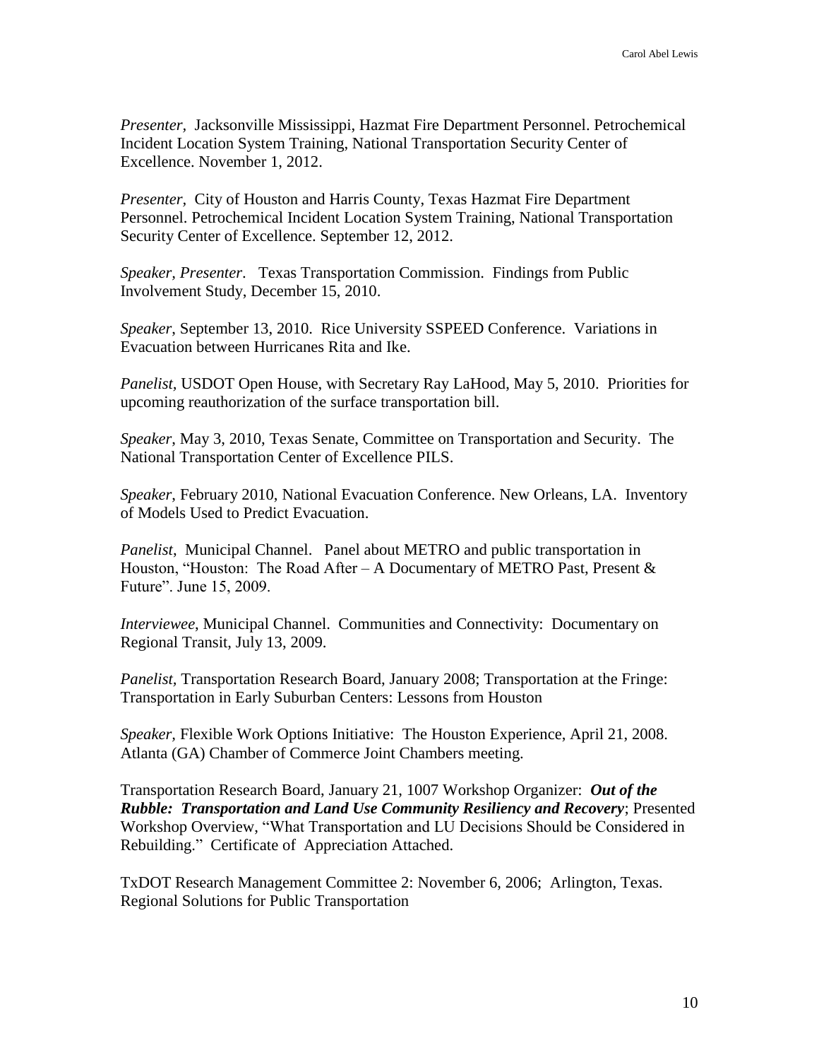*Presenter*, Jacksonville Mississippi, Hazmat Fire Department Personnel. Petrochemical Incident Location System Training, National Transportation Security Center of Excellence. November 1, 2012.

*Presenter*, City of Houston and Harris County, Texas Hazmat Fire Department Personnel. Petrochemical Incident Location System Training, National Transportation Security Center of Excellence. September 12, 2012.

*Speaker, Presenter*. Texas Transportation Commission. Findings from Public Involvement Study, December 15, 2010.

*Speaker*, September 13, 2010. Rice University SSPEED Conference. Variations in Evacuation between Hurricanes Rita and Ike.

*Panelist,* USDOT Open House, with Secretary Ray LaHood, May 5, 2010. Priorities for upcoming reauthorization of the surface transportation bill.

*Speaker*, May 3, 2010, Texas Senate, Committee on Transportation and Security. The National Transportation Center of Excellence PILS.

*Speaker*, February 2010, National Evacuation Conference. New Orleans, LA. Inventory of Models Used to Predict Evacuation.

*Panelist*, Municipal Channel. Panel about METRO and public transportation in Houston, "Houston: The Road After – A Documentary of METRO Past, Present & Future". June 15, 2009.

*Interviewee*, Municipal Channel. Communities and Connectivity: Documentary on Regional Transit, July 13, 2009.

*Panelist,* Transportation Research Board, January 2008; Transportation at the Fringe: Transportation in Early Suburban Centers: Lessons from Houston

*Speaker,* Flexible Work Options Initiative: The Houston Experience, April 21, 2008. Atlanta (GA) Chamber of Commerce Joint Chambers meeting.

Transportation Research Board, January 21, 1007 Workshop Organizer: ***Out of the Rubble: Transportation and Land Use Community Resiliency and Recovery***; Presented Workshop Overview, "What Transportation and LU Decisions Should be Considered in Rebuilding." Certificate of Appreciation Attached.

TxDOT Research Management Committee 2: November 6, 2006; Arlington, Texas. Regional Solutions for Public Transportation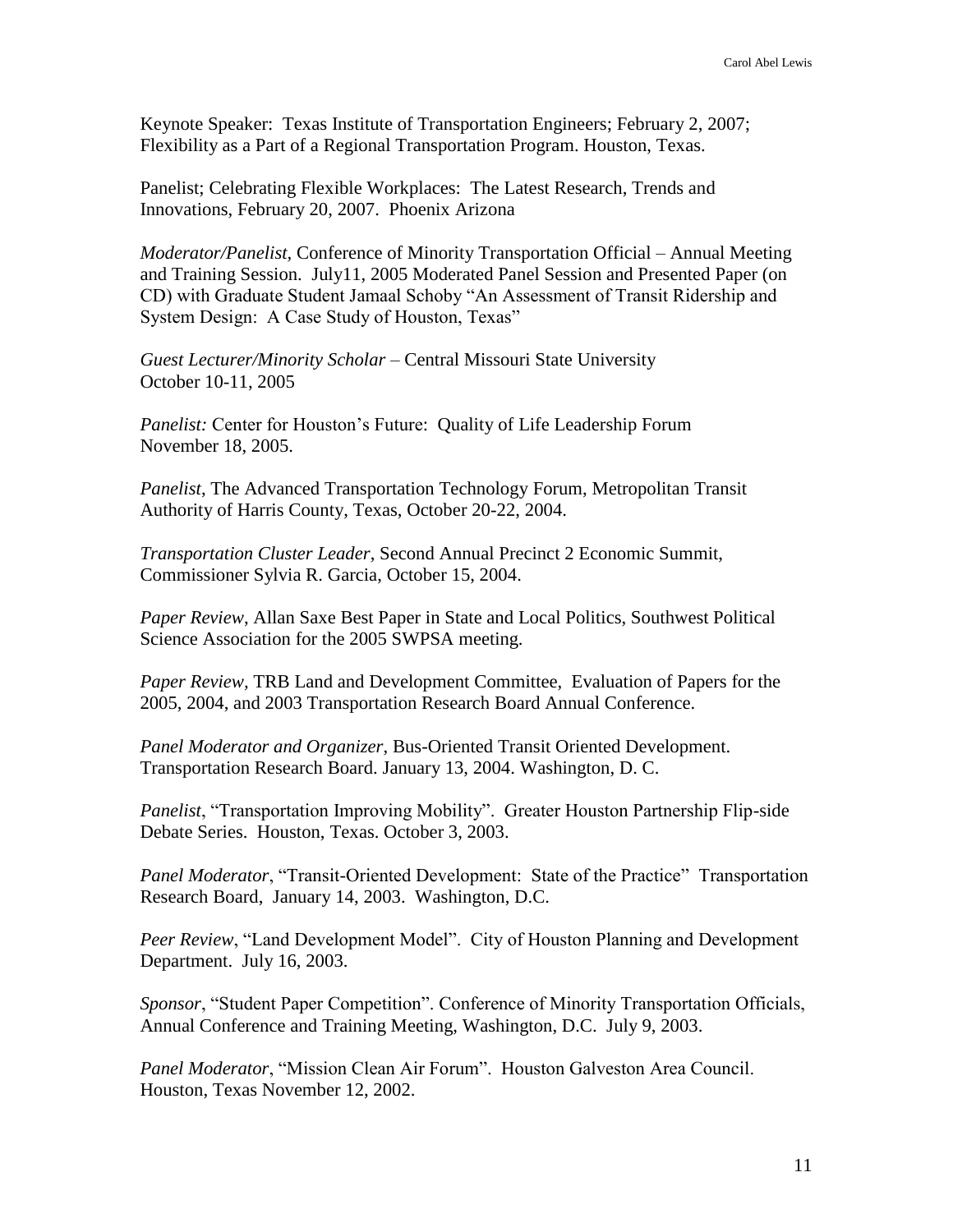Keynote Speaker: Texas Institute of Transportation Engineers; February 2, 2007; Flexibility as a Part of a Regional Transportation Program. Houston, Texas.

Panelist; Celebrating Flexible Workplaces: The Latest Research, Trends and Innovations, February 20, 2007. Phoenix Arizona

*Moderator/Panelist*, Conference of Minority Transportation Official – Annual Meeting and Training Session. July11, 2005 Moderated Panel Session and Presented Paper (on CD) with Graduate Student Jamaal Schoby "An Assessment of Transit Ridership and System Design: A Case Study of Houston, Texas"

*Guest Lecturer/Minority Scholar* – Central Missouri State University October 10-11, 2005

*Panelist:* Center for Houston's Future: Quality of Life Leadership Forum November 18, 2005.

*Panelist*, The Advanced Transportation Technology Forum, Metropolitan Transit Authority of Harris County, Texas, October 20-22, 2004.

*Transportation Cluster Leader*, Second Annual Precinct 2 Economic Summit, Commissioner Sylvia R. Garcia, October 15, 2004.

*Paper Review*, Allan Saxe Best Paper in State and Local Politics, Southwest Political Science Association for the 2005 SWPSA meeting.

*Paper Review*, TRB Land and Development Committee, Evaluation of Papers for the 2005, 2004, and 2003 Transportation Research Board Annual Conference.

*Panel Moderator and Organizer*, Bus-Oriented Transit Oriented Development. Transportation Research Board. January 13, 2004. Washington, D. C.

*Panelist*, "Transportation Improving Mobility". Greater Houston Partnership Flip-side Debate Series. Houston, Texas. October 3, 2003.

*Panel Moderator*, "Transit-Oriented Development: State of the Practice" Transportation Research Board, January 14, 2003. Washington, D.C.

*Peer Review*, "Land Development Model". City of Houston Planning and Development Department. July 16, 2003.

*Sponsor*, "Student Paper Competition". Conference of Minority Transportation Officials, Annual Conference and Training Meeting, Washington, D.C. July 9, 2003.

*Panel Moderator*, "Mission Clean Air Forum". Houston Galveston Area Council. Houston, Texas November 12, 2002.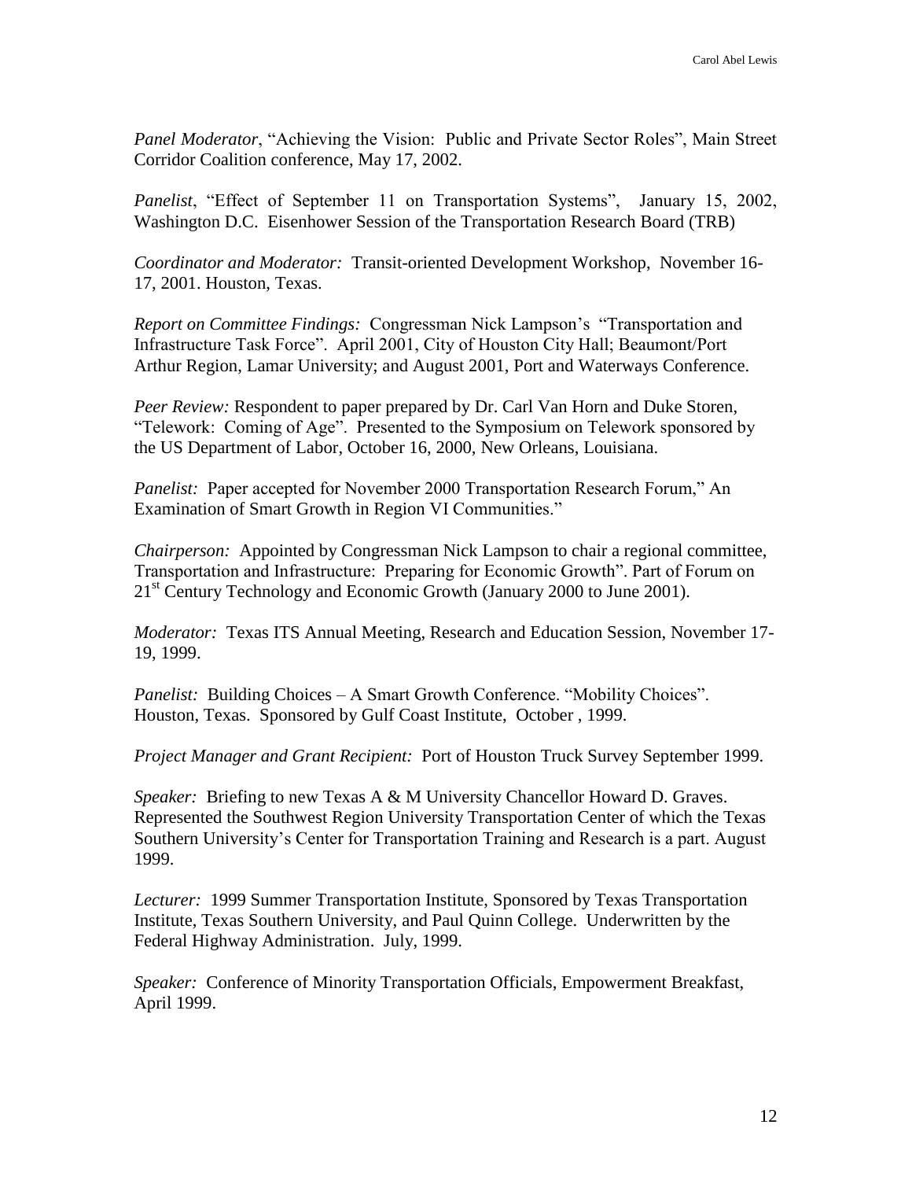*Panel Moderator*, "Achieving the Vision: Public and Private Sector Roles", Main Street Corridor Coalition conference, May 17, 2002.

*Panelist*, "Effect of September 11 on Transportation Systems", January 15, 2002, Washington D.C. Eisenhower Session of the Transportation Research Board (TRB)

*Coordinator and Moderator:* Transit-oriented Development Workshop, November 16-17, 2001. Houston, Texas.

*Report on Committee Findings:* Congressman Nick Lampson's "Transportation and Infrastructure Task Force". April 2001, City of Houston City Hall; Beaumont/Port Arthur Region, Lamar University; and August 2001, Port and Waterways Conference.

*Peer Review:* Respondent to paper prepared by Dr. Carl Van Horn and Duke Storen, "Telework: Coming of Age". Presented to the Symposium on Telework sponsored by the US Department of Labor, October 16, 2000, New Orleans, Louisiana.

*Panelist:* Paper accepted for November 2000 Transportation Research Forum," An Examination of Smart Growth in Region VI Communities."

*Chairperson:* Appointed by Congressman Nick Lampson to chair a regional committee, Transportation and Infrastructure: Preparing for Economic Growth". Part of Forum on 21st Century Technology and Economic Growth (January 2000 to June 2001).

*Moderator:* Texas ITS Annual Meeting, Research and Education Session, November 17-19, 1999.

*Panelist:* Building Choices – A Smart Growth Conference. "Mobility Choices". Houston, Texas. Sponsored by Gulf Coast Institute, October , 1999.

*Project Manager and Grant Recipient:* Port of Houston Truck Survey September 1999.

*Speaker:* Briefing to new Texas A & M University Chancellor Howard D. Graves. Represented the Southwest Region University Transportation Center of which the Texas Southern University's Center for Transportation Training and Research is a part. August 1999.

*Lecturer:* 1999 Summer Transportation Institute, Sponsored by Texas Transportation Institute, Texas Southern University, and Paul Quinn College. Underwritten by the Federal Highway Administration. July, 1999.

*Speaker:* Conference of Minority Transportation Officials, Empowerment Breakfast, April 1999.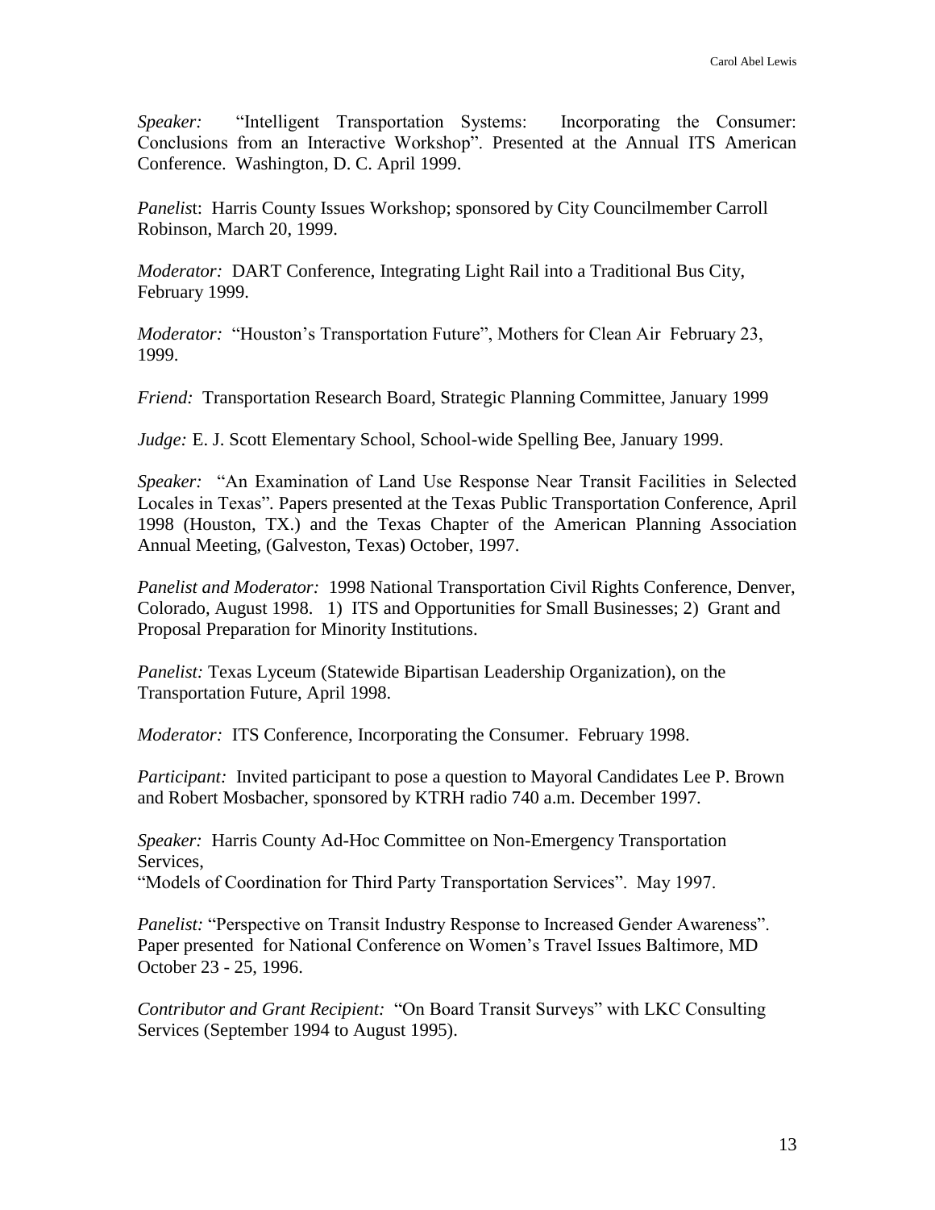*Speaker:* "Intelligent Transportation Systems: Incorporating the Consumer: Conclusions from an Interactive Workshop". Presented at the Annual ITS American Conference. Washington, D. C. April 1999.

*Panelist*: Harris County Issues Workshop; sponsored by City Councilmember Carroll Robinson, March 20, 1999.

*Moderator:* DART Conference, Integrating Light Rail into a Traditional Bus City, February 1999.

*Moderator:* "Houston's Transportation Future", Mothers for Clean Air February 23, 1999.

*Friend:* Transportation Research Board, Strategic Planning Committee, January 1999

*Judge:* E. J. Scott Elementary School, School-wide Spelling Bee, January 1999.

*Speaker:* "An Examination of Land Use Response Near Transit Facilities in Selected Locales in Texas". Papers presented at the Texas Public Transportation Conference, April 1998 (Houston, TX.) and the Texas Chapter of the American Planning Association Annual Meeting, (Galveston, Texas) October, 1997.

*Panelist and Moderator:* 1998 National Transportation Civil Rights Conference, Denver, Colorado, August 1998. 1) ITS and Opportunities for Small Businesses; 2) Grant and Proposal Preparation for Minority Institutions.

*Panelist:* Texas Lyceum (Statewide Bipartisan Leadership Organization), on the Transportation Future, April 1998.

*Moderator:* ITS Conference, Incorporating the Consumer. February 1998.

*Participant:* Invited participant to pose a question to Mayoral Candidates Lee P. Brown and Robert Mosbacher, sponsored by KTRH radio 740 a.m. December 1997.

*Speaker:* Harris County Ad-Hoc Committee on Non-Emergency Transportation Services,
"Models of Coordination for Third Party Transportation Services". May 1997.

*Panelist:* "Perspective on Transit Industry Response to Increased Gender Awareness". Paper presented for National Conference on Women's Travel Issues Baltimore, MD October 23 - 25, 1996.

*Contributor and Grant Recipient:* "On Board Transit Surveys" with LKC Consulting Services (September 1994 to August 1995).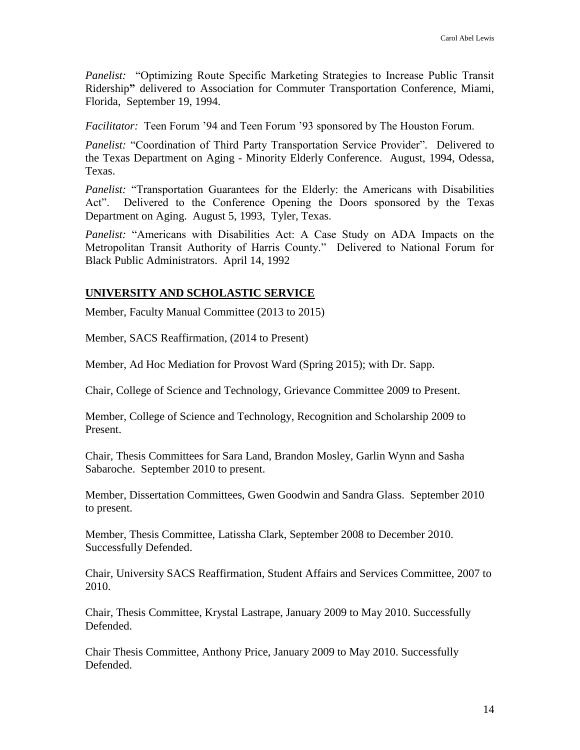*Panelist:* "Optimizing Route Specific Marketing Strategies to Increase Public Transit Ridership**"** delivered to Association for Commuter Transportation Conference, Miami, Florida, September 19, 1994.

*Facilitator:* Teen Forum '94 and Teen Forum '93 sponsored by The Houston Forum.

*Panelist:* "Coordination of Third Party Transportation Service Provider". Delivered to the Texas Department on Aging - Minority Elderly Conference. August, 1994, Odessa, Texas.

*Panelist:* "Transportation Guarantees for the Elderly: the Americans with Disabilities Act". Delivered to the Conference Opening the Doors sponsored by the Texas Department on Aging. August 5, 1993, Tyler, Texas.

*Panelist:* "Americans with Disabilities Act: A Case Study on ADA Impacts on the Metropolitan Transit Authority of Harris County." Delivered to National Forum for Black Public Administrators. April 14, 1992

## UNIVERSITY AND SCHOLASTIC SERVICE

Member, Faculty Manual Committee (2013 to 2015)

Member, SACS Reaffirmation, (2014 to Present)

Member, Ad Hoc Mediation for Provost Ward (Spring 2015); with Dr. Sapp.

Chair, College of Science and Technology, Grievance Committee 2009 to Present.

Member, College of Science and Technology, Recognition and Scholarship 2009 to Present.

Chair, Thesis Committees for Sara Land, Brandon Mosley, Garlin Wynn and Sasha Sabaroche. September 2010 to present.

Member, Dissertation Committees, Gwen Goodwin and Sandra Glass. September 2010 to present.

Member, Thesis Committee, Latissha Clark, September 2008 to December 2010. Successfully Defended.

Chair, University SACS Reaffirmation, Student Affairs and Services Committee, 2007 to 2010.

Chair, Thesis Committee, Krystal Lastrape, January 2009 to May 2010. Successfully Defended.

Chair Thesis Committee, Anthony Price, January 2009 to May 2010. Successfully Defended.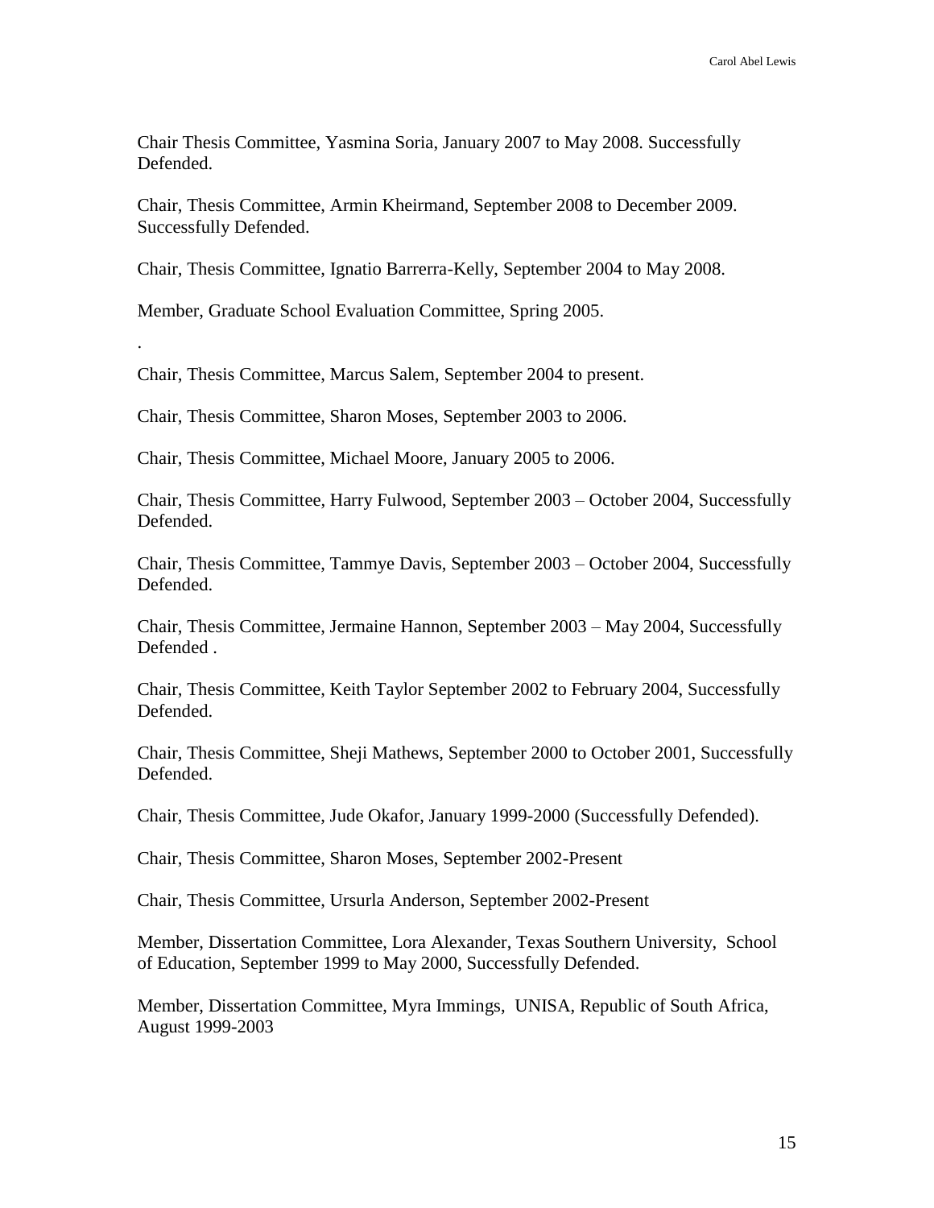Chair Thesis Committee, Yasmina Soria, January 2007 to May 2008. Successfully Defended.

Chair, Thesis Committee, Armin Kheirmand, September 2008 to December 2009. Successfully Defended.

Chair, Thesis Committee, Ignatio Barrerra-Kelly, September 2004 to May 2008.

Member, Graduate School Evaluation Committee, Spring 2005.

.

Chair, Thesis Committee, Marcus Salem, September 2004 to present.

Chair, Thesis Committee, Sharon Moses, September 2003 to 2006.

Chair, Thesis Committee, Michael Moore, January 2005 to 2006.

Chair, Thesis Committee, Harry Fulwood, September 2003 – October 2004, Successfully Defended.

Chair, Thesis Committee, Tammye Davis, September 2003 – October 2004, Successfully Defended.

Chair, Thesis Committee, Jermaine Hannon, September 2003 – May 2004, Successfully Defended .

Chair, Thesis Committee, Keith Taylor September 2002 to February 2004, Successfully Defended.

Chair, Thesis Committee, Sheji Mathews, September 2000 to October 2001, Successfully Defended.

Chair, Thesis Committee, Jude Okafor, January 1999-2000 (Successfully Defended).

Chair, Thesis Committee, Sharon Moses, September 2002-Present

Chair, Thesis Committee, Ursurla Anderson, September 2002-Present

Member, Dissertation Committee, Lora Alexander, Texas Southern University, School of Education, September 1999 to May 2000, Successfully Defended.

Member, Dissertation Committee, Myra Immings, UNISA, Republic of South Africa, August 1999-2003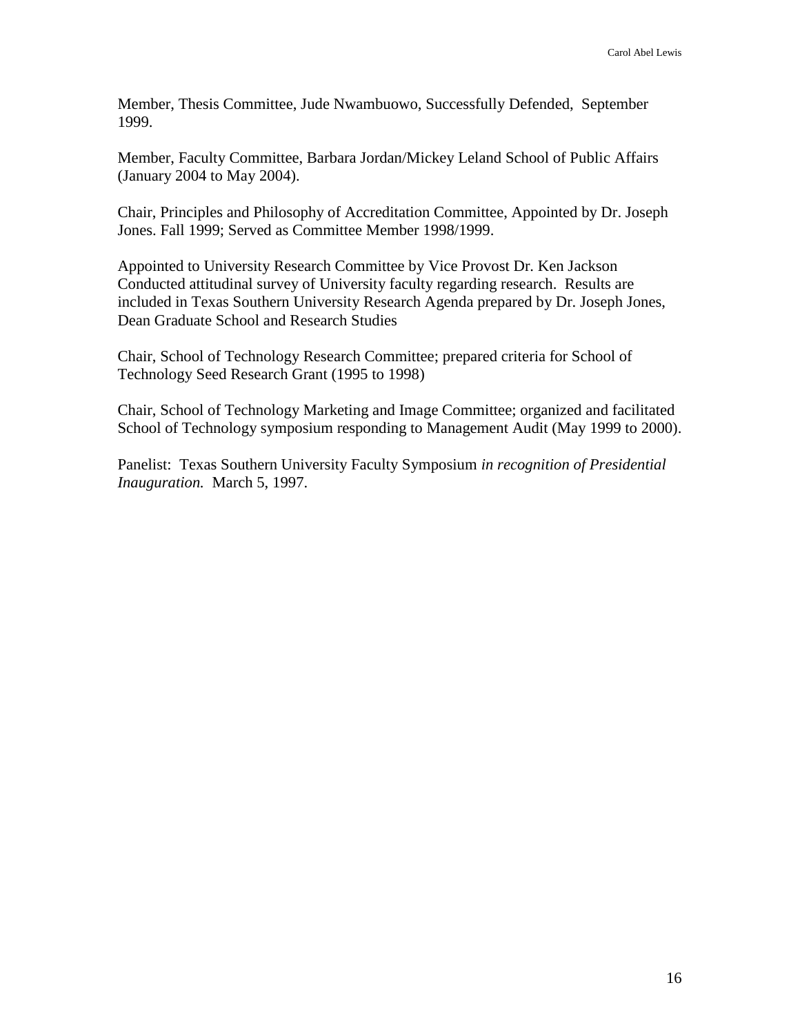Member, Thesis Committee, Jude Nwambuowo, Successfully Defended, September 1999.

Member, Faculty Committee, Barbara Jordan/Mickey Leland School of Public Affairs (January 2004 to May 2004).

Chair, Principles and Philosophy of Accreditation Committee, Appointed by Dr. Joseph Jones. Fall 1999; Served as Committee Member 1998/1999.

Appointed to University Research Committee by Vice Provost Dr. Ken Jackson Conducted attitudinal survey of University faculty regarding research. Results are included in Texas Southern University Research Agenda prepared by Dr. Joseph Jones, Dean Graduate School and Research Studies

Chair, School of Technology Research Committee; prepared criteria for School of Technology Seed Research Grant (1995 to 1998)

Chair, School of Technology Marketing and Image Committee; organized and facilitated School of Technology symposium responding to Management Audit (May 1999 to 2000).

Panelist: Texas Southern University Faculty Symposium *in recognition of Presidential Inauguration.* March 5, 1997.